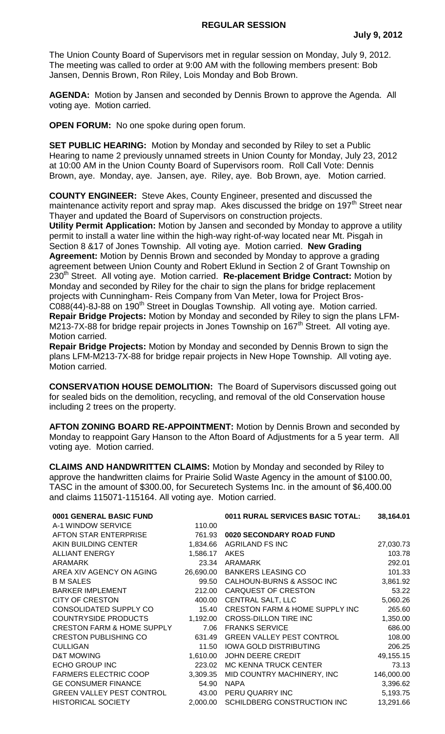# REGULAR SESSION

**July 9, 2012**

The Union County Board of Supervisors met in regular session on Monday, July 9, 2012. The meeting was called to order at 9:00 AM with the following members present: Bob Jansen, Dennis Brown, Ron Riley, Lois Monday and Bob Brown.

**AGENDA:** Motion by Jansen and seconded by Dennis Brown to approve the Agenda. All voting aye. Motion carried.

**OPEN FORUM:** No one spoke during open forum.

**SET PUBLIC HEARING:** Motion by Monday and seconded by Riley to set a Public Hearing to name 2 previously unnamed streets in Union County for Monday, July 23, 2012 at 10:00 AM in the Union County Board of Supervisors room. Roll Call Vote: Dennis Brown, aye. Monday, aye. Jansen, aye. Riley, aye. Bob Brown, aye. Motion carried.

**COUNTY ENGINEER:** Steve Akes, County Engineer, presented and discussed the maintenance activity report and spray map. Akes discussed the bridge on 197th Street near Thayer and updated the Board of Supervisors on construction projects.

**Utility Permit Application:** Motion by Jansen and seconded by Monday to approve a utility permit to install a water line within the high-way right-of-way located near Mt. Pisgah in Section 8 &17 of Jones Township. All voting aye. Motion carried. **New Grading Agreement:** Motion by Dennis Brown and seconded by Monday to approve a grading agreement between Union County and Robert Eklund in Section 2 of Grant Township on 230th Street. All voting aye. Motion carried. **Re-placement Bridge Contract:** Motion by Monday and seconded by Riley for the chair to sign the plans for bridge replacement projects with Cunningham- Reis Company from Van Meter, Iowa for Project Bros-C088(44)-8J-88 on 190th Street in Douglas Township. All voting aye. Motion carried.

**Repair Bridge Projects:** Motion by Monday and seconded by Riley to sign the plans LFM-M213-7X-88 for bridge repair projects in Jones Township on 167th Street. All voting aye. Motion carried.

**Repair Bridge Projects:** Motion by Monday and seconded by Dennis Brown to sign the plans LFM-M213-7X-88 for bridge repair projects in New Hope Township. All voting aye. Motion carried.

**CONSERVATION HOUSE DEMOLITION:** The Board of Supervisors discussed going out for sealed bids on the demolition, recycling, and removal of the old Conservation house including 2 trees on the property.

**AFTON ZONING BOARD RE-APPOINTMENT:** Motion by Dennis Brown and seconded by Monday to reappoint Gary Hanson to the Afton Board of Adjustments for a 5 year term. All voting aye. Motion carried.

**CLAIMS AND HANDWRITTEN CLAIMS:** Motion by Monday and seconded by Riley to approve the handwritten claims for Prairie Solid Waste Agency in the amount of $100.00, TASC in the amount of $300.00, for Securetech Systems Inc. in the amount of $6,400.00 and claims 115071-115164. All voting aye. Motion carried.

| **0001 GENERAL BASIC FUND** | |
|---|---|
| A-1 WINDOW SERVICE | 110.00 |
| AFTON STAR ENTERPRISE | 761.93 |
| AKIN BUILDING CENTER | 1,834.66 |
| ALLIANT ENERGY | 1,586.17 |
| ARAMARK | 23.34 |
| AREA XIV AGENCY ON AGING | 26,690.00 |
| B M SALES | 99.50 |
| BARKER IMPLEMENT | 212.00 |
| CITY OF CRESTON | 400.00 |
| CONSOLIDATED SUPPLY CO | 15.40 |
| COUNTRYSIDE PRODUCTS | 1,192.00 |
| CRESTON FARM & HOME SUPPLY | 7.06 |
| CRESTON PUBLISHING CO | 631.49 |
| CULLIGAN | 11.50 |
| D&T MOWING | 1,610.00 |
| ECHO GROUP INC | 223.02 |
| FARMERS ELECTRIC COOP | 3,309.35 |
| GE CONSUMER FINANCE | 54.90 |
| GREEN VALLEY PEST CONTROL | 43.00 |
| HISTORICAL SOCIETY | 2,000.00 |

| **0011 RURAL SERVICES BASIC TOTAL:** | **38,164.01** |
|---|---|
| **0020 SECONDARY ROAD FUND** | |
| AGRILAND FS INC | 27,030.73 |
| AKES | 103.78 |
| ARAMARK | 292.01 |
| BANKERS LEASING CO | 101.33 |
| CALHOUN-BURNS & ASSOC INC | 3,861.92 |
| CARQUEST OF CRESTON | 53.22 |
| CENTRAL SALT, LLC | 5,060.26 |
| CRESTON FARM & HOME SUPPLY INC | 265.60 |
| CROSS-DILLON TIRE INC | 1,350.00 |
| FRANKS SERVICE | 686.00 |
| GREEN VALLEY PEST CONTROL | 108.00 |
| IOWA GOLD DISTRIBUTING | 206.25 |
| JOHN DEERE CREDIT | 49,155.15 |
| MC KENNA TRUCK CENTER | 73.13 |
| MID COUNTRY MACHINERY, INC | 146,000.00 |
| NAPA | 3,396.62 |
| PERU QUARRY INC | 5,193.75 |
| SCHILDBERG CONSTRUCTION INC | 13,291.66 |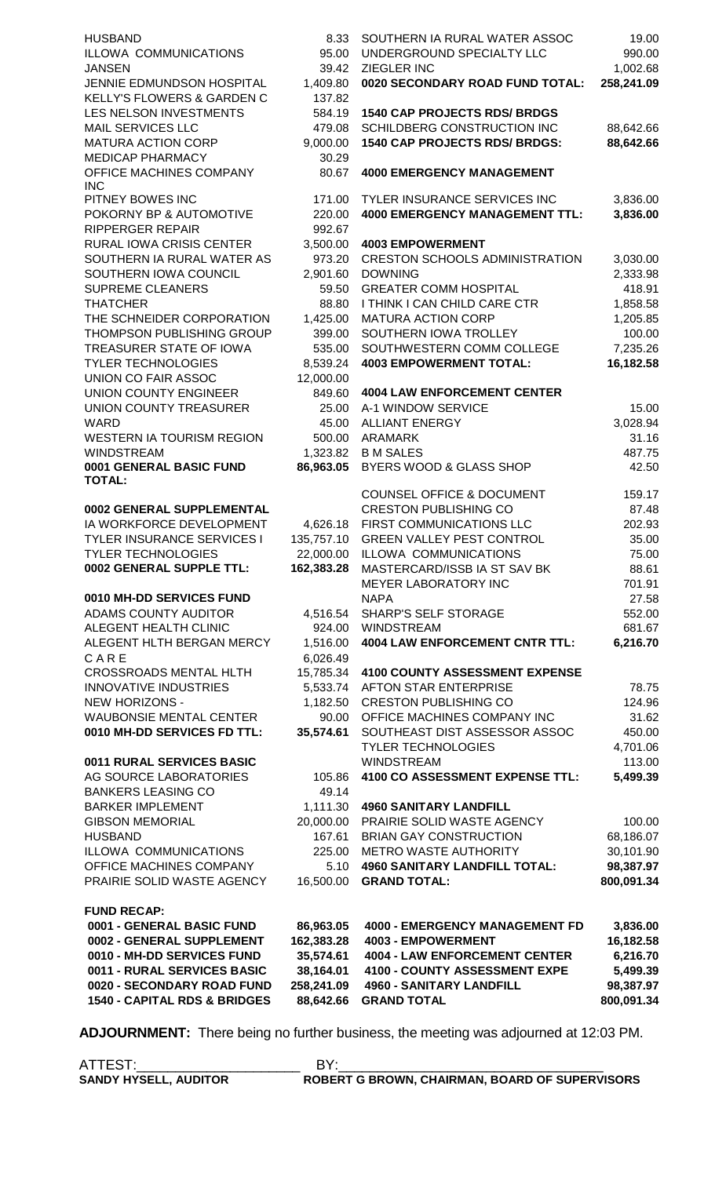| | |
|---|---|
| HUSBAND | 8.33 |
| ILLOWA COMMUNICATIONS | 95.00 |
| JANSEN | 39.42 |
| JENNIE EDMUNDSON HOSPITAL | 1,409.80 |
| KELLY'S FLOWERS & GARDEN C | 137.82 |
| LES NELSON INVESTMENTS | 584.19 |
| MAIL SERVICES LLC | 479.08 |
| MATURA ACTION CORP | 9,000.00 |
| MEDICAP PHARMACY | 30.29 |
| OFFICE MACHINES COMPANY INC | 80.67 |
| PITNEY BOWES INC | 171.00 |
| POKORNY BP & AUTOMOTIVE | 220.00 |
| RIPPERGER REPAIR | 992.67 |
| RURAL IOWA CRISIS CENTER | 3,500.00 |
| SOUTHERN IA RURAL WATER AS | 973.20 |
| SOUTHERN IOWA COUNCIL | 2,901.60 |
| SUPREME CLEANERS | 59.50 |
| THATCHER | 88.80 |
| THE SCHNEIDER CORPORATION | 1,425.00 |
| THOMPSON PUBLISHING GROUP | 399.00 |
| TREASURER STATE OF IOWA | 535.00 |
| TYLER TECHNOLOGIES | 8,539.24 |
| UNION CO FAIR ASSOC | 12,000.00 |
| UNION COUNTY ENGINEER | 849.60 |
| UNION COUNTY TREASURER | 25.00 |
| WARD | 45.00 |
| WESTERN IA TOURISM REGION | 500.00 |
| WINDSTREAM | 1,323.82 |
| **0001 GENERAL BASIC FUND TOTAL:** | **86,963.05** |

| | |
|---|---|
| **0002 GENERAL SUPPLEMENTAL** | |
| IA WORKFORCE DEVELOPMENT | 4,626.18 |
| TYLER INSURANCE SERVICES I | 135,757.10 |
| TYLER TECHNOLOGIES | 22,000.00 |
| **0002 GENERAL SUPPLE TTL:** | **162,383.28** |

| | |
|---|---|
| **0010 MH-DD SERVICES FUND** | |
| ADAMS COUNTY AUDITOR | 4,516.54 |
| ALEGENT HEALTH CLINIC | 924.00 |
| ALEGENT HLTH BERGAN MERCY | 1,516.00 |
| C A R E | 6,026.49 |
| CROSSROADS MENTAL HLTH | 15,785.34 |
| INNOVATIVE INDUSTRIES | 5,533.74 |
| NEW HORIZONS - | 1,182.50 |
| WAUBONSIE MENTAL CENTER | 90.00 |
| **0010 MH-DD SERVICES FD TTL:** | **35,574.61** |

| | |
|---|---|
| **0011 RURAL SERVICES BASIC** | |
| AG SOURCE LABORATORIES | 105.86 |
| BANKERS LEASING CO | 49.14 |
| BARKER IMPLEMENT | 1,111.30 |
| GIBSON MEMORIAL | 20,000.00 |
| HUSBAND | 167.61 |
| ILLOWA COMMUNICATIONS | 225.00 |
| OFFICE MACHINES COMPANY | 5.10 |
| PRAIRIE SOLID WASTE AGENCY | 16,500.00 |
| SOUTHERN IA RURAL WATER ASSOC | 19.00 |
| UNDERGROUND SPECIALTY LLC | 990.00 |
| ZIEGLER INC | 1,002.68 |
| **0020 SECONDARY ROAD FUND TOTAL:** | **258,241.09** |

| | |
|---|---|
| **1540 CAP PROJECTS RDS/ BRDGS** | |
| SCHILDBERG CONSTRUCTION INC | 88,642.66 |
| **1540 CAP PROJECTS RDS/ BRDGS:** | **88,642.66** |

| | |
|---|---|
| **4000 EMERGENCY MANAGEMENT** | |
| TYLER INSURANCE SERVICES INC | 3,836.00 |
| **4000 EMERGENCY MANAGEMENT TTL:** | **3,836.00** |

| | |
|---|---|
| **4003 EMPOWERMENT** | |
| CRESTON SCHOOLS ADMINISTRATION | 3,030.00 |
| DOWNING | 2,333.98 |
| GREATER COMM HOSPITAL | 418.91 |
| I THINK I CAN CHILD CARE CTR | 1,858.58 |
| MATURA ACTION CORP | 1,205.85 |
| SOUTHERN IOWA TROLLEY | 100.00 |
| SOUTHWESTERN COMM COLLEGE | 7,235.26 |
| **4003 EMPOWERMENT TOTAL:** | **16,182.58** |

| | |
|---|---|
| **4004 LAW ENFORCEMENT CENTER** | |
| A-1 WINDOW SERVICE | 15.00 |
| ALLIANT ENERGY | 3,028.94 |
| ARAMARK | 31.16 |
| B M SALES | 487.75 |
| BYERS WOOD & GLASS SHOP | 42.50 |
| COUNSEL OFFICE & DOCUMENT | 159.17 |
| CRESTON PUBLISHING CO | 87.48 |
| FIRST COMMUNICATIONS LLC | 202.93 |
| GREEN VALLEY PEST CONTROL | 35.00 |
| ILLOWA COMMUNICATIONS | 75.00 |
| MASTERCARD/ISSB IA ST SAV BK | 88.61 |
| MEYER LABORATORY INC | 701.91 |
| NAPA | 27.58 |
| SHARP'S SELF STORAGE | 552.00 |
| WINDSTREAM | 681.67 |
| **4004 LAW ENFORCEMENT CNTR TTL:** | **6,216.70** |

| | |
|---|---|
| **4100 COUNTY ASSESSMENT EXPENSE** | |
| AFTON STAR ENTERPRISE | 78.75 |
| CRESTON PUBLISHING CO | 124.96 |
| OFFICE MACHINES COMPANY INC | 31.62 |
| SOUTHEAST DIST ASSESSOR ASSOC | 450.00 |
| TYLER TECHNOLOGIES | 4,701.06 |
| WINDSTREAM | 113.00 |
| **4100 CO ASSESSMENT EXPENSE TTL:** | **5,499.39** |

| | |
|---|---|
| **4960 SANITARY LANDFILL** | |
| PRAIRIE SOLID WASTE AGENCY | 100.00 |
| BRIAN GAY CONSTRUCTION | 68,186.07 |
| METRO WASTE AUTHORITY | 30,101.90 |
| **4960 SANITARY LANDFILL TOTAL:** | **98,387.97** |
| **GRAND TOTAL:** | **800,091.34** |

**FUND RECAP:**

| | | | |
|---|---|---|---|
| **0001 - GENERAL BASIC FUND** | **86,963.05** | **4000 - EMERGENCY MANAGEMENT FD** | **3,836.00** |
| **0002 - GENERAL SUPPLEMENT** | **162,383.28** | **4003 - EMPOWERMENT** | **16,182.58** |
| **0010 - MH-DD SERVICES FUND** | **35,574.61** | **4004 - LAW ENFORCEMENT CENTER** | **6,216.70** |
| **0011 - RURAL SERVICES BASIC** | **38,164.01** | **4100 - COUNTY ASSESSMENT EXPE** | **5,499.39** |
| **0020 - SECONDARY ROAD FUND** | **258,241.09** | **4960 - SANITARY LANDFILL** | **98,387.97** |
| **1540 - CAPITAL RDS & BRIDGES** | **88,642.66** | **GRAND TOTAL** | **800,091.34** |

**ADJOURNMENT:** There being no further business, the meeting was adjourned at 12:03 PM.

ATTEST:____________________ BY:________________________________

**SANDY HYSELL, AUDITOR** **ROBERT G BROWN, CHAIRMAN, BOARD OF SUPERVISORS**